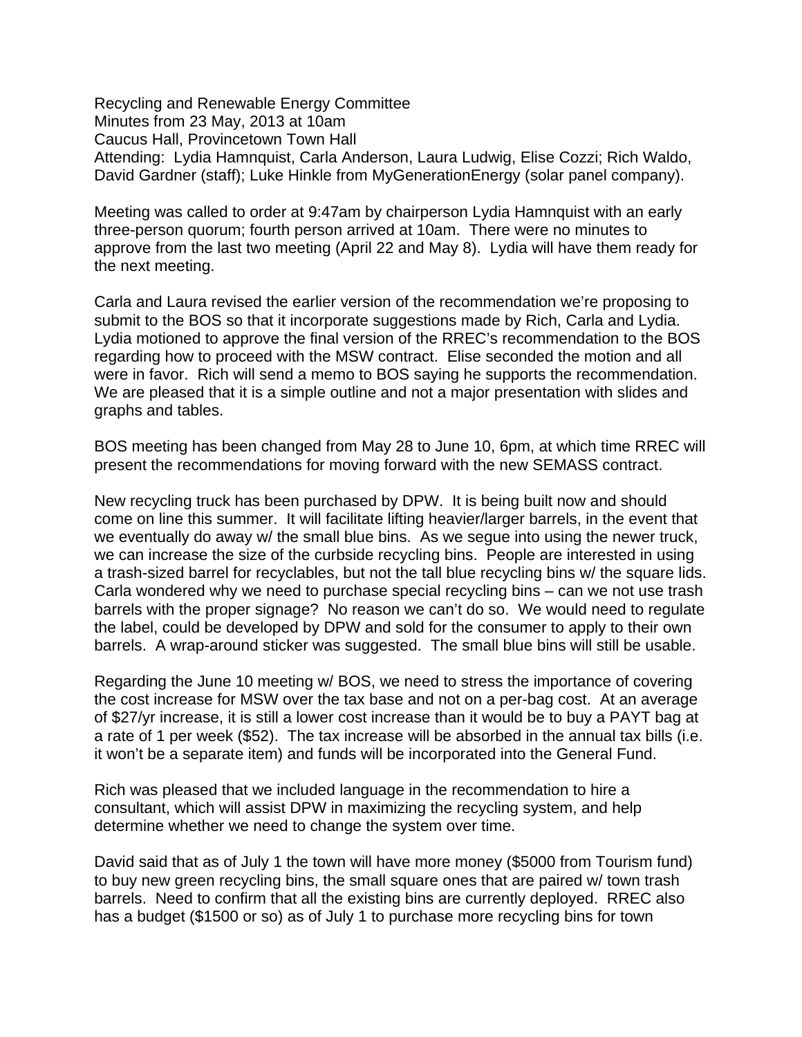Recycling and Renewable Energy Committee
Minutes from 23 May, 2013 at 10am
Caucus Hall, Provincetown Town Hall
Attending: Lydia Hamnquist, Carla Anderson, Laura Ludwig, Elise Cozzi; Rich Waldo, David Gardner (staff); Luke Hinkle from MyGenerationEnergy (solar panel company).

Meeting was called to order at 9:47am by chairperson Lydia Hamnquist with an early three-person quorum; fourth person arrived at 10am. There were no minutes to approve from the last two meeting (April 22 and May 8). Lydia will have them ready for the next meeting.

Carla and Laura revised the earlier version of the recommendation we're proposing to submit to the BOS so that it incorporate suggestions made by Rich, Carla and Lydia. Lydia motioned to approve the final version of the RREC's recommendation to the BOS regarding how to proceed with the MSW contract. Elise seconded the motion and all were in favor. Rich will send a memo to BOS saying he supports the recommendation. We are pleased that it is a simple outline and not a major presentation with slides and graphs and tables.

BOS meeting has been changed from May 28 to June 10, 6pm, at which time RREC will present the recommendations for moving forward with the new SEMASS contract.

New recycling truck has been purchased by DPW. It is being built now and should come on line this summer. It will facilitate lifting heavier/larger barrels, in the event that we eventually do away w/ the small blue bins. As we segue into using the newer truck, we can increase the size of the curbside recycling bins. People are interested in using a trash-sized barrel for recyclables, but not the tall blue recycling bins w/ the square lids. Carla wondered why we need to purchase special recycling bins – can we not use trash barrels with the proper signage? No reason we can't do so. We would need to regulate the label, could be developed by DPW and sold for the consumer to apply to their own barrels. A wrap-around sticker was suggested. The small blue bins will still be usable.

Regarding the June 10 meeting w/ BOS, we need to stress the importance of covering the cost increase for MSW over the tax base and not on a per-bag cost. At an average of $27/yr increase, it is still a lower cost increase than it would be to buy a PAYT bag at a rate of 1 per week ($52). The tax increase will be absorbed in the annual tax bills (i.e. it won't be a separate item) and funds will be incorporated into the General Fund.

Rich was pleased that we included language in the recommendation to hire a consultant, which will assist DPW in maximizing the recycling system, and help determine whether we need to change the system over time.

David said that as of July 1 the town will have more money ($5000 from Tourism fund) to buy new green recycling bins, the small square ones that are paired w/ town trash barrels. Need to confirm that all the existing bins are currently deployed. RREC also has a budget ($1500 or so) as of July 1 to purchase more recycling bins for town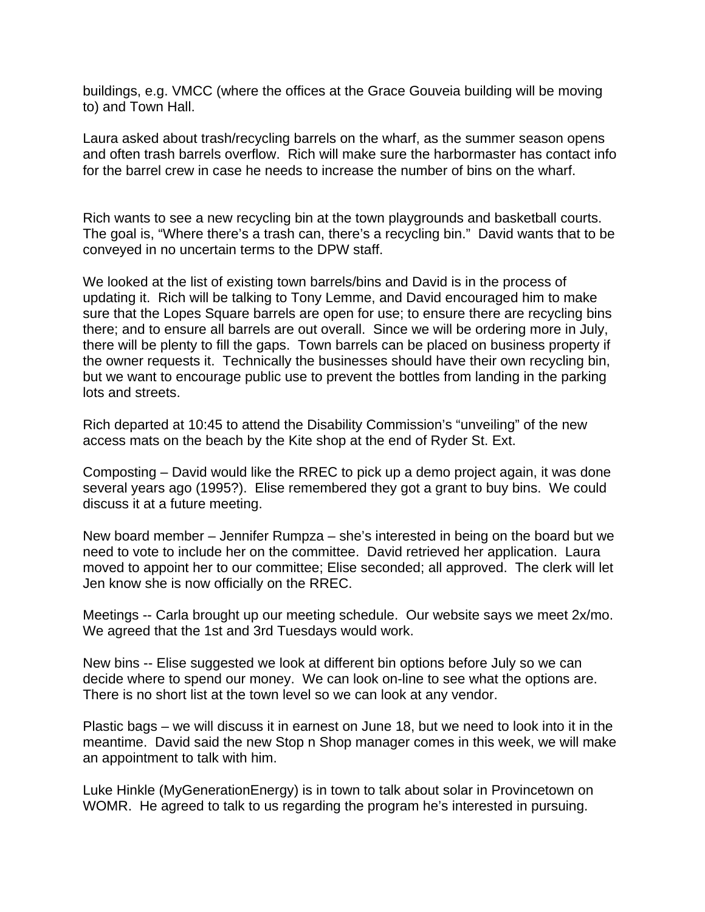buildings, e.g. VMCC (where the offices at the Grace Gouveia building will be moving to) and Town Hall.

Laura asked about trash/recycling barrels on the wharf, as the summer season opens and often trash barrels overflow. Rich will make sure the harbormaster has contact info for the barrel crew in case he needs to increase the number of bins on the wharf.

Rich wants to see a new recycling bin at the town playgrounds and basketball courts. The goal is, "Where there's a trash can, there's a recycling bin." David wants that to be conveyed in no uncertain terms to the DPW staff.

We looked at the list of existing town barrels/bins and David is in the process of updating it. Rich will be talking to Tony Lemme, and David encouraged him to make sure that the Lopes Square barrels are open for use; to ensure there are recycling bins there; and to ensure all barrels are out overall. Since we will be ordering more in July, there will be plenty to fill the gaps. Town barrels can be placed on business property if the owner requests it. Technically the businesses should have their own recycling bin, but we want to encourage public use to prevent the bottles from landing in the parking lots and streets.

Rich departed at 10:45 to attend the Disability Commission's "unveiling" of the new access mats on the beach by the Kite shop at the end of Ryder St. Ext.

Composting – David would like the RREC to pick up a demo project again, it was done several years ago (1995?). Elise remembered they got a grant to buy bins. We could discuss it at a future meeting.

New board member – Jennifer Rumpza – she's interested in being on the board but we need to vote to include her on the committee. David retrieved her application. Laura moved to appoint her to our committee; Elise seconded; all approved. The clerk will let Jen know she is now officially on the RREC.

Meetings -- Carla brought up our meeting schedule. Our website says we meet 2x/mo. We agreed that the 1st and 3rd Tuesdays would work.

New bins -- Elise suggested we look at different bin options before July so we can decide where to spend our money. We can look on-line to see what the options are. There is no short list at the town level so we can look at any vendor.

Plastic bags – we will discuss it in earnest on June 18, but we need to look into it in the meantime. David said the new Stop n Shop manager comes in this week, we will make an appointment to talk with him.

Luke Hinkle (MyGenerationEnergy) is in town to talk about solar in Provincetown on WOMR. He agreed to talk to us regarding the program he's interested in pursuing.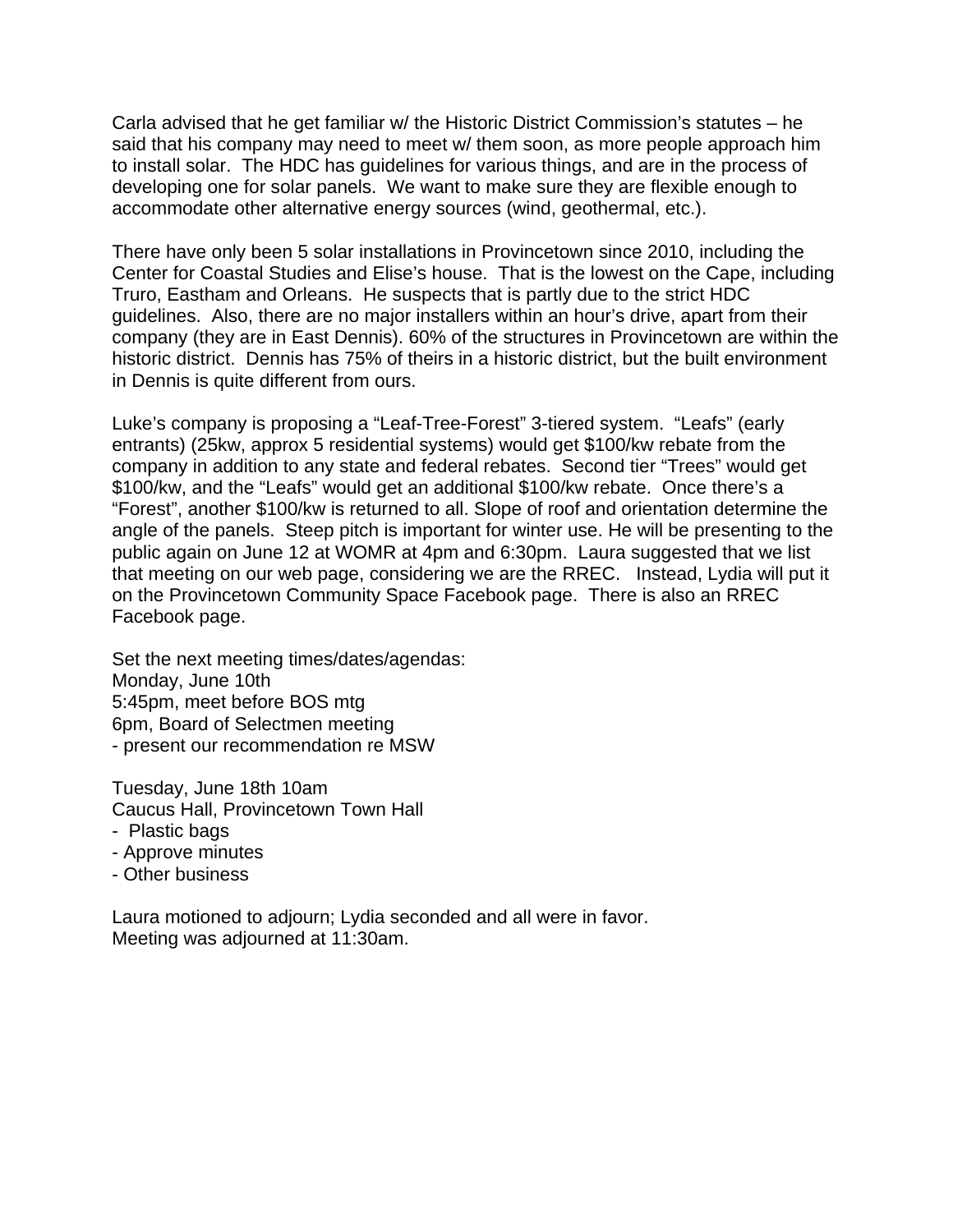Carla advised that he get familiar w/ the Historic District Commission's statutes – he said that his company may need to meet w/ them soon, as more people approach him to install solar. The HDC has guidelines for various things, and are in the process of developing one for solar panels. We want to make sure they are flexible enough to accommodate other alternative energy sources (wind, geothermal, etc.).

There have only been 5 solar installations in Provincetown since 2010, including the Center for Coastal Studies and Elise's house. That is the lowest on the Cape, including Truro, Eastham and Orleans. He suspects that is partly due to the strict HDC guidelines. Also, there are no major installers within an hour's drive, apart from their company (they are in East Dennis). 60% of the structures in Provincetown are within the historic district. Dennis has 75% of theirs in a historic district, but the built environment in Dennis is quite different from ours.

Luke's company is proposing a "Leaf-Tree-Forest" 3-tiered system. "Leafs" (early entrants) (25kw, approx 5 residential systems) would get $100/kw rebate from the company in addition to any state and federal rebates. Second tier "Trees" would get $100/kw, and the "Leafs" would get an additional $100/kw rebate. Once there's a "Forest", another $100/kw is returned to all. Slope of roof and orientation determine the angle of the panels. Steep pitch is important for winter use. He will be presenting to the public again on June 12 at WOMR at 4pm and 6:30pm. Laura suggested that we list that meeting on our web page, considering we are the RREC. Instead, Lydia will put it on the Provincetown Community Space Facebook page. There is also an RREC Facebook page.

Set the next meeting times/dates/agendas:
Monday, June 10th
5:45pm, meet before BOS mtg
6pm, Board of Selectmen meeting
- present our recommendation re MSW

Tuesday, June 18th 10am
Caucus Hall, Provincetown Town Hall
- Plastic bags
- Approve minutes
- Other business

Laura motioned to adjourn; Lydia seconded and all were in favor.
Meeting was adjourned at 11:30am.